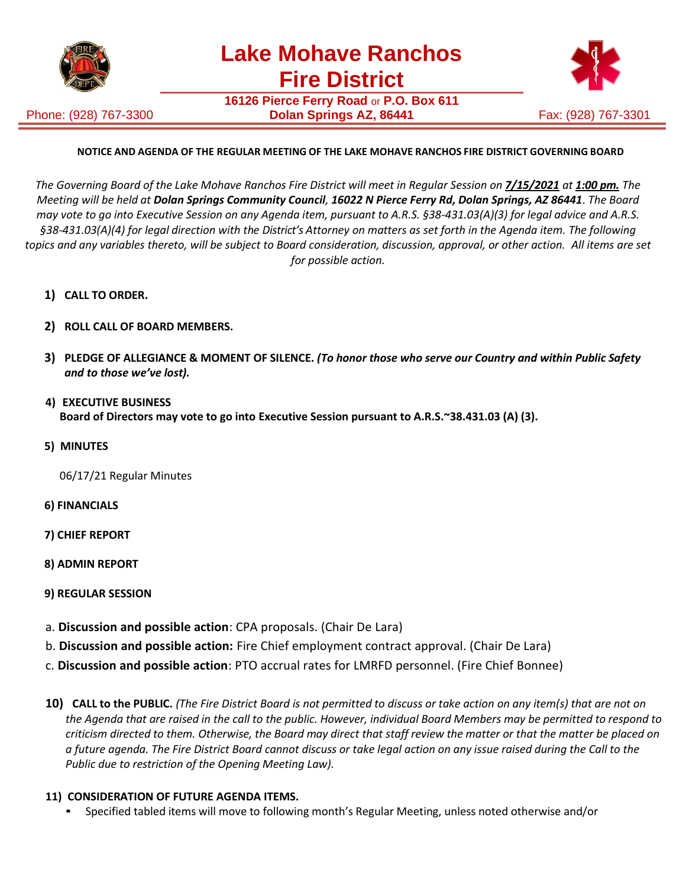# Lake Mohave Ranchos Fire District

**16126 Pierce Ferry Road** or **P.O. Box 611**
**Dolan Springs AZ, 86441**

Phone: (928) 767-3300 Fax: (928) 767-3301

**NOTICE AND AGENDA OF THE REGULAR MEETING OF THE LAKE MOHAVE RANCHOS FIRE DISTRICT GOVERNING BOARD**

*The Governing Board of the Lake Mohave Ranchos Fire District will meet in Regular Session on **7/15/2021** at **1:00 pm.** The Meeting will be held at **Dolan Springs Community Council**, **16022 N Pierce Ferry Rd, Dolan Springs, AZ 86441**. The Board may vote to go into Executive Session on any Agenda item, pursuant to A.R.S. §38-431.03(A)(3) for legal advice and A.R.S. §38-431.03(A)(4) for legal direction with the District's Attorney on matters as set forth in the Agenda item. The following topics and any variables thereto, will be subject to Board consideration, discussion, approval, or other action. All items are set for possible action.*

1) **CALL TO ORDER.**

2) **ROLL CALL OF BOARD MEMBERS.**

3) **PLEDGE OF ALLEGIANCE & MOMENT OF SILENCE.** ***(To honor those who serve our Country and within Public Safety and to those we've lost).***

4) **EXECUTIVE BUSINESS**
**Board of Directors may vote to go into Executive Session pursuant to A.R.S.~38.431.03 (A) (3).**

5) **MINUTES**

06/17/21 Regular Minutes

6) **FINANCIALS**

7) **CHIEF REPORT**

8) **ADMIN REPORT**

9) **REGULAR SESSION**

a. **Discussion and possible action**: CPA proposals. (Chair De Lara)
b. **Discussion and possible action:** Fire Chief employment contract approval. (Chair De Lara)
c. **Discussion and possible action**: PTO accrual rates for LMRFD personnel. (Fire Chief Bonnee)

10) **CALL to the PUBLIC.** *(The Fire District Board is not permitted to discuss or take action on any item(s) that are not on the Agenda that are raised in the call to the public. However, individual Board Members may be permitted to respond to criticism directed to them. Otherwise, the Board may direct that staff review the matter or that the matter be placed on a future agenda. The Fire District Board cannot discuss or take legal action on any issue raised during the Call to the Public due to restriction of the Opening Meeting Law).*

11) **CONSIDERATION OF FUTURE AGENDA ITEMS.**

- Specified tabled items will move to following month's Regular Meeting, unless noted otherwise and/or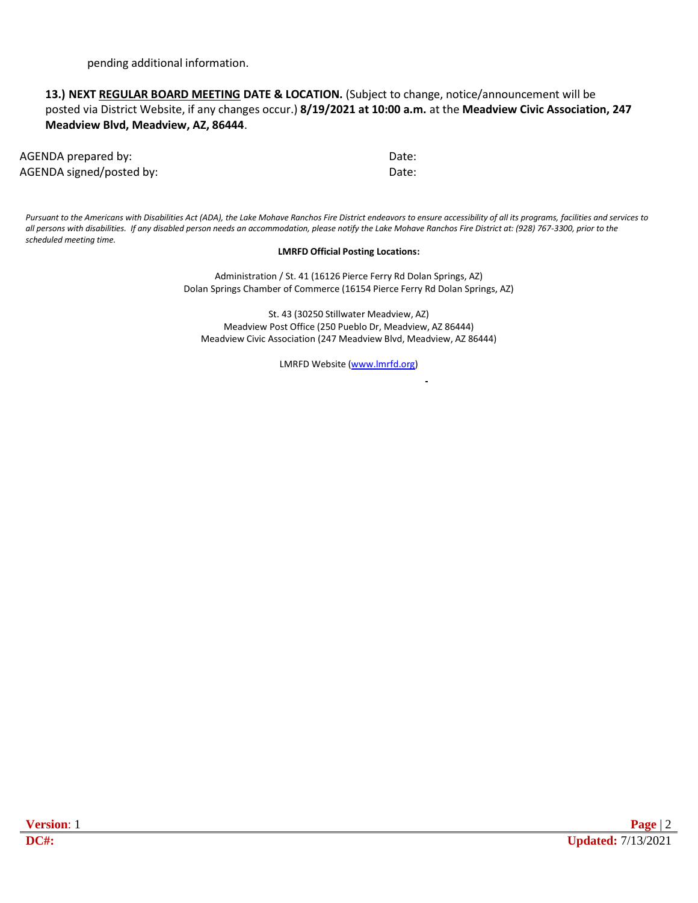pending additional information.

**13.) NEXT REGULAR BOARD MEETING DATE & LOCATION.** (Subject to change, notice/announcement will be posted via District Website, if any changes occur.) **8/19/2021 at 10:00 a.m.** at the **Meadview Civic Association, 247 Meadview Blvd, Meadview, AZ, 86444**.

AGENDA prepared by: Date:

AGENDA signed/posted by: Date:

*Pursuant to the Americans with Disabilities Act (ADA), the Lake Mohave Ranchos Fire District endeavors to ensure accessibility of all its programs, facilities and services to all persons with disabilities. If any disabled person needs an accommodation, please notify the Lake Mohave Ranchos Fire District at: (928) 767-3300, prior to the scheduled meeting time.*

**LMRFD Official Posting Locations:**

Administration / St. 41 (16126 Pierce Ferry Rd Dolan Springs, AZ)
Dolan Springs Chamber of Commerce (16154 Pierce Ferry Rd Dolan Springs, AZ)

St. 43 (30250 Stillwater Meadview, AZ)
Meadview Post Office (250 Pueblo Dr, Meadview, AZ 86444)
Meadview Civic Association (247 Meadview Blvd, Meadview, AZ 86444)

LMRFD Website (www.lmrfd.org)

**Version**: 1

**DC#:**

**Updated:** 7/13/2021